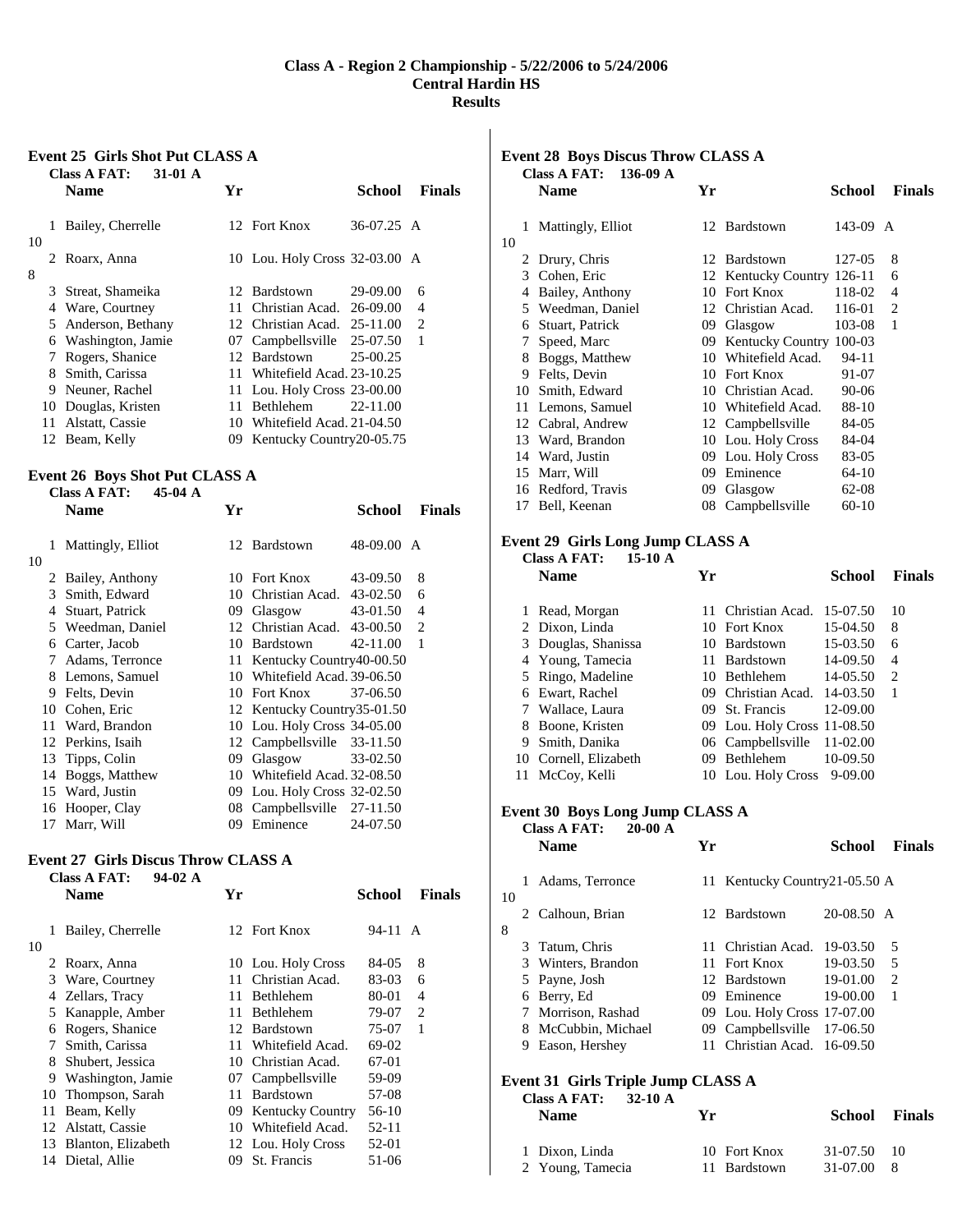# Class A - Region 2 Championship - 5/22/2006 to 5/24/2006
## Central Hardin HS
## Results

### Event 25 Girls Shot Put CLASS A

Class A FAT: 31-01 A

| | Name | Yr | School | Finals | |
|---|---|---|---|---|---|
| 1 | Bailey, Cherrelle | 12 | Fort Knox | 36-07.25 A | 10 |
| 2 | Roarx, Anna | 10 | Lou. Holy Cross | 32-03.00 A | 8 |
| 3 | Streat, Shameika | 12 | Bardstown | 29-09.00 | 6 |
| 4 | Ware, Courtney | 11 | Christian Acad. | 26-09.00 | 4 |
| 5 | Anderson, Bethany | 12 | Christian Acad. | 25-11.00 | 2 |
| 6 | Washington, Jamie | 07 | Campbellsville | 25-07.50 | 1 |
| 7 | Rogers, Shanice | 12 | Bardstown | 25-00.25 | |
| 8 | Smith, Carissa | 11 | Whitefield Acad. | 23-10.25 | |
| 9 | Neuner, Rachel | 11 | Lou. Holy Cross | 23-00.00 | |
| 10 | Douglas, Kristen | 11 | Bethlehem | 22-11.00 | |
| 11 | Alstatt, Cassie | 10 | Whitefield Acad. | 21-04.50 | |
| 12 | Beam, Kelly | 09 | Kentucky Country | 20-05.75 | |

### Event 26 Boys Shot Put CLASS A

Class A FAT: 45-04 A

| | Name | Yr | School | Finals | |
|---|---|---|---|---|---|
| 1 | Mattingly, Elliot | 12 | Bardstown | 48-09.00 A | 10 |
| 2 | Bailey, Anthony | 10 | Fort Knox | 43-09.50 | 8 |
| 3 | Smith, Edward | 10 | Christian Acad. | 43-02.50 | 6 |
| 4 | Stuart, Patrick | 09 | Glasgow | 43-01.50 | 4 |
| 5 | Weedman, Daniel | 12 | Christian Acad. | 43-00.50 | 2 |
| 6 | Carter, Jacob | 10 | Bardstown | 42-11.00 | 1 |
| 7 | Adams, Terronce | 11 | Kentucky Country | 40-00.50 | |
| 8 | Lemons, Samuel | 10 | Whitefield Acad. | 39-06.50 | |
| 9 | Felts, Devin | 10 | Fort Knox | 37-06.50 | |
| 10 | Cohen, Eric | 12 | Kentucky Country | 35-01.50 | |
| 11 | Ward, Brandon | 10 | Lou. Holy Cross | 34-05.00 | |
| 12 | Perkins, Isaih | 12 | Campbellsville | 33-11.50 | |
| 13 | Tipps, Colin | 09 | Glasgow | 33-02.50 | |
| 14 | Boggs, Matthew | 10 | Whitefield Acad. | 32-08.50 | |
| 15 | Ward, Justin | 09 | Lou. Holy Cross | 32-02.50 | |
| 16 | Hooper, Clay | 08 | Campbellsville | 27-11.50 | |
| 17 | Marr, Will | 09 | Eminence | 24-07.50 | |

### Event 27 Girls Discus Throw CLASS A

Class A FAT: 94-02 A

| | Name | Yr | School | Finals | |
|---|---|---|---|---|---|
| 1 | Bailey, Cherrelle | 12 | Fort Knox | 94-11 A | 10 |
| 2 | Roarx, Anna | 10 | Lou. Holy Cross | 84-05 | 8 |
| 3 | Ware, Courtney | 11 | Christian Acad. | 83-03 | 6 |
| 4 | Zellars, Tracy | 11 | Bethlehem | 80-01 | 4 |
| 5 | Kanapple, Amber | 11 | Bethlehem | 79-07 | 2 |
| 6 | Rogers, Shanice | 12 | Bardstown | 75-07 | 1 |
| 7 | Smith, Carissa | 11 | Whitefield Acad. | 69-02 | |
| 8 | Shubert, Jessica | 10 | Christian Acad. | 67-01 | |
| 9 | Washington, Jamie | 07 | Campbellsville | 59-09 | |
| 10 | Thompson, Sarah | 11 | Bardstown | 57-08 | |
| 11 | Beam, Kelly | 09 | Kentucky Country | 56-10 | |
| 12 | Alstatt, Cassie | 10 | Whitefield Acad. | 52-11 | |
| 13 | Blanton, Elizabeth | 12 | Lou. Holy Cross | 52-01 | |
| 14 | Dietal, Allie | 09 | St. Francis | 51-06 | |

### Event 28 Boys Discus Throw CLASS A

Class A FAT: 136-09 A

| | Name | Yr | School | Finals | |
|---|---|---|---|---|---|
| 1 | Mattingly, Elliot | 12 | Bardstown | 143-09 A | 10 |
| 2 | Drury, Chris | 12 | Bardstown | 127-05 | 8 |
| 3 | Cohen, Eric | 12 | Kentucky Country | 126-11 | 6 |
| 4 | Bailey, Anthony | 10 | Fort Knox | 118-02 | 4 |
| 5 | Weedman, Daniel | 12 | Christian Acad. | 116-01 | 2 |
| 6 | Stuart, Patrick | 09 | Glasgow | 103-08 | 1 |
| 7 | Speed, Marc | 09 | Kentucky Country | 100-03 | |
| 8 | Boggs, Matthew | 10 | Whitefield Acad. | 94-11 | |
| 9 | Felts, Devin | 10 | Fort Knox | 91-07 | |
| 10 | Smith, Edward | 10 | Christian Acad. | 90-06 | |
| 11 | Lemons, Samuel | 10 | Whitefield Acad. | 88-10 | |
| 12 | Cabral, Andrew | 12 | Campbellsville | 84-05 | |
| 13 | Ward, Brandon | 10 | Lou. Holy Cross | 84-04 | |
| 14 | Ward, Justin | 09 | Lou. Holy Cross | 83-05 | |
| 15 | Marr, Will | 09 | Eminence | 64-10 | |
| 16 | Redford, Travis | 09 | Glasgow | 62-08 | |
| 17 | Bell, Keenan | 08 | Campbellsville | 60-10 | |

### Event 29 Girls Long Jump CLASS A

Class A FAT: 15-10 A

| | Name | Yr | School | Finals | |
|---|---|---|---|---|---|
| 1 | Read, Morgan | 11 | Christian Acad. | 15-07.50 | 10 |
| 2 | Dixon, Linda | 10 | Fort Knox | 15-04.50 | 8 |
| 3 | Douglas, Shanissa | 10 | Bardstown | 15-03.50 | 6 |
| 4 | Young, Tamecia | 11 | Bardstown | 14-09.50 | 4 |
| 5 | Ringo, Madeline | 10 | Bethlehem | 14-05.50 | 2 |
| 6 | Ewart, Rachel | 09 | Christian Acad. | 14-03.50 | 1 |
| 7 | Wallace, Laura | 09 | St. Francis | 12-09.00 | |
| 8 | Boone, Kristen | 09 | Lou. Holy Cross | 11-08.50 | |
| 9 | Smith, Danika | 06 | Campbellsville | 11-02.00 | |
| 10 | Cornell, Elizabeth | 09 | Bethlehem | 10-09.50 | |
| 11 | McCoy, Kelli | 10 | Lou. Holy Cross | 9-09.00 | |

### Event 30 Boys Long Jump CLASS A

Class A FAT: 20-00 A

| | Name | Yr | School | Finals | |
|---|---|---|---|---|---|
| 1 | Adams, Terronce | 11 | Kentucky Country | 21-05.50 A | 10 |
| 2 | Calhoun, Brian | 12 | Bardstown | 20-08.50 A | 8 |
| 3 | Tatum, Chris | 11 | Christian Acad. | 19-03.50 | 5 |
| 3 | Winters, Brandon | 11 | Fort Knox | 19-03.50 | 5 |
| 5 | Payne, Josh | 12 | Bardstown | 19-01.00 | 2 |
| 6 | Berry, Ed | 09 | Eminence | 19-00.00 | 1 |
| 7 | Morrison, Rashad | 09 | Lou. Holy Cross | 17-07.00 | |
| 8 | McCubbin, Michael | 09 | Campbellsville | 17-06.50 | |
| 9 | Eason, Hershey | 11 | Christian Acad. | 16-09.50 | |

### Event 31 Girls Triple Jump CLASS A

Class A FAT: 32-10 A

| | Name | Yr | School | Finals | |
|---|---|---|---|---|---|
| 1 | Dixon, Linda | 10 | Fort Knox | 31-07.50 | 10 |
| 2 | Young, Tamecia | 11 | Bardstown | 31-07.00 | 8 |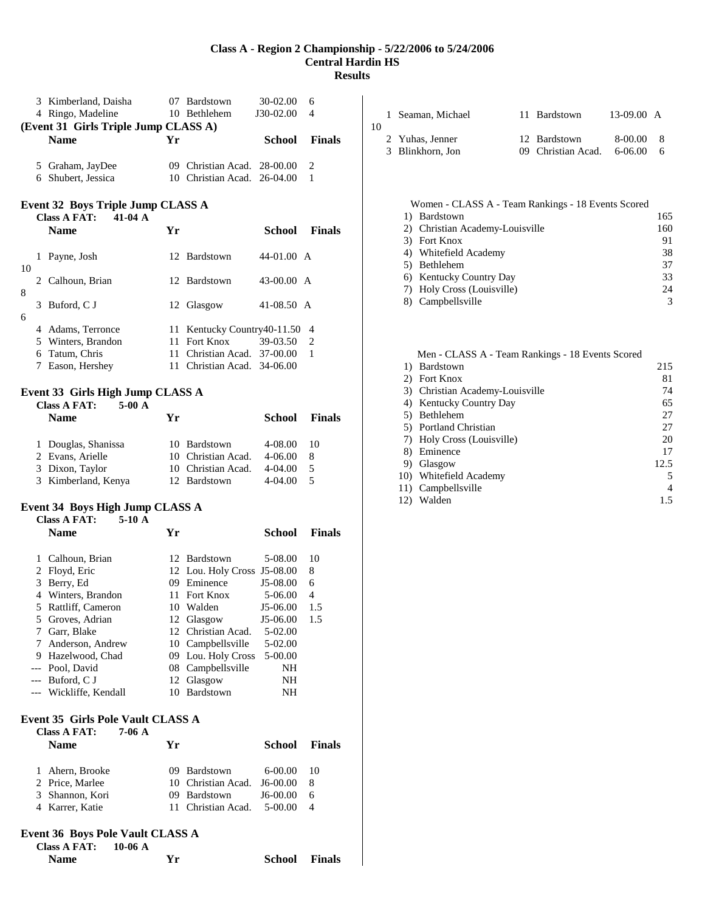# Class A - Region 2 Championship - 5/22/2006 to 5/24/2006
## Central Hardin HS
## Results

| | Name | Yr | School | Finals | Points |
|---|---|---|---|---|---|
| 3 | Kimberland, Daisha | 07 | Bardstown | 30-02.00 | 6 |
| 4 | Ringo, Madeline | 10 | Bethlehem | J30-02.00 | 4 |

**(Event 31 Girls Triple Jump CLASS A)**

| | Name | Yr | School | Finals | Points |
|---|---|---|---|---|---|
| 5 | Graham, JayDee | 09 | Christian Acad. | 28-00.00 | 2 |
| 6 | Shubert, Jessica | 10 | Christian Acad. | 26-04.00 | 1 |

### Event 32 Boys Triple Jump CLASS A

**Class A FAT: 41-04 A**

| | Name | Yr | School | Finals | | Points |
|---|---|---|---|---|---|---|
| 1 | Payne, Josh | 12 | Bardstown | 44-01.00 | A | 10 |
| 2 | Calhoun, Brian | 12 | Bardstown | 43-00.00 | A | 8 |
| 3 | Buford, C J | 12 | Glasgow | 41-08.50 | A | 6 |
| 4 | Adams, Terronce | 11 | Kentucky Country | 40-11.50 | | 4 |
| 5 | Winters, Brandon | 11 | Fort Knox | 39-03.50 | | 2 |
| 6 | Tatum, Chris | 11 | Christian Acad. | 37-00.00 | | 1 |
| 7 | Eason, Hershey | 11 | Christian Acad. | 34-06.00 | | |

### Event 33 Girls High Jump CLASS A

**Class A FAT: 5-00 A**

| | Name | Yr | School | Finals | Points |
|---|---|---|---|---|---|
| 1 | Douglas, Shanissa | 10 | Bardstown | 4-08.00 | 10 |
| 2 | Evans, Arielle | 10 | Christian Acad. | 4-06.00 | 8 |
| 3 | Dixon, Taylor | 10 | Christian Acad. | 4-04.00 | 5 |
| 3 | Kimberland, Kenya | 12 | Bardstown | 4-04.00 | 5 |

### Event 34 Boys High Jump CLASS A

**Class A FAT: 5-10 A**

| | Name | Yr | School | Finals | Points |
|---|---|---|---|---|---|
| 1 | Calhoun, Brian | 12 | Bardstown | 5-08.00 | 10 |
| 2 | Floyd, Eric | 12 | Lou. Holy Cross | J5-08.00 | 8 |
| 3 | Berry, Ed | 09 | Eminence | J5-08.00 | 6 |
| 4 | Winters, Brandon | 11 | Fort Knox | 5-06.00 | 4 |
| 5 | Rattliff, Cameron | 10 | Walden | J5-06.00 | 1.5 |
| 5 | Groves, Adrian | 12 | Glasgow | J5-06.00 | 1.5 |
| 7 | Garr, Blake | 12 | Christian Acad. | 5-02.00 | |
| 7 | Anderson, Andrew | 10 | Campbellsville | 5-02.00 | |
| 9 | Hazelwood, Chad | 09 | Lou. Holy Cross | 5-00.00 | |
| --- | Pool, David | 08 | Campbellsville | NH | |
| --- | Buford, C J | 12 | Glasgow | NH | |
| --- | Wickliffe, Kendall | 10 | Bardstown | NH | |

### Event 35 Girls Pole Vault CLASS A

**Class A FAT: 7-06 A**

| | Name | Yr | School | Finals | Points |
|---|---|---|---|---|---|
| 1 | Ahern, Brooke | 09 | Bardstown | 6-00.00 | 10 |
| 2 | Price, Marlee | 10 | Christian Acad. | J6-00.00 | 8 |
| 3 | Shannon, Kori | 09 | Bardstown | J6-00.00 | 6 |
| 4 | Karrer, Katie | 11 | Christian Acad. | 5-00.00 | 4 |

### Event 36 Boys Pole Vault CLASS A

**Class A FAT: 10-06 A**

| | Name | Yr | School | Finals | | Points |
|---|---|---|---|---|---|---|
| 1 | Seaman, Michael | 11 | Bardstown | 13-09.00 | A | 10 |
| 2 | Yuhas, Jenner | 12 | Bardstown | 8-00.00 | | 8 |
| 3 | Blinkhorn, Jon | 09 | Christian Acad. | 6-06.00 | | 6 |

**Women - CLASS A - Team Rankings - 18 Events Scored**

| | Team | Points |
|---|---|---|
| 1) | Bardstown | 165 |
| 2) | Christian Academy-Louisville | 160 |
| 3) | Fort Knox | 91 |
| 4) | Whitefield Academy | 38 |
| 5) | Bethlehem | 37 |
| 6) | Kentucky Country Day | 33 |
| 7) | Holy Cross (Louisville) | 24 |
| 8) | Campbellsville | 3 |

**Men - CLASS A - Team Rankings - 18 Events Scored**

| | Team | Points |
|---|---|---|
| 1) | Bardstown | 215 |
| 2) | Fort Knox | 81 |
| 3) | Christian Academy-Louisville | 74 |
| 4) | Kentucky Country Day | 65 |
| 5) | Bethlehem | 27 |
| 5) | Portland Christian | 27 |
| 7) | Holy Cross (Louisville) | 20 |
| 8) | Eminence | 17 |
| 9) | Glasgow | 12.5 |
| 10) | Whitefield Academy | 5 |
| 11) | Campbellsville | 4 |
| 12) | Walden | 1.5 |